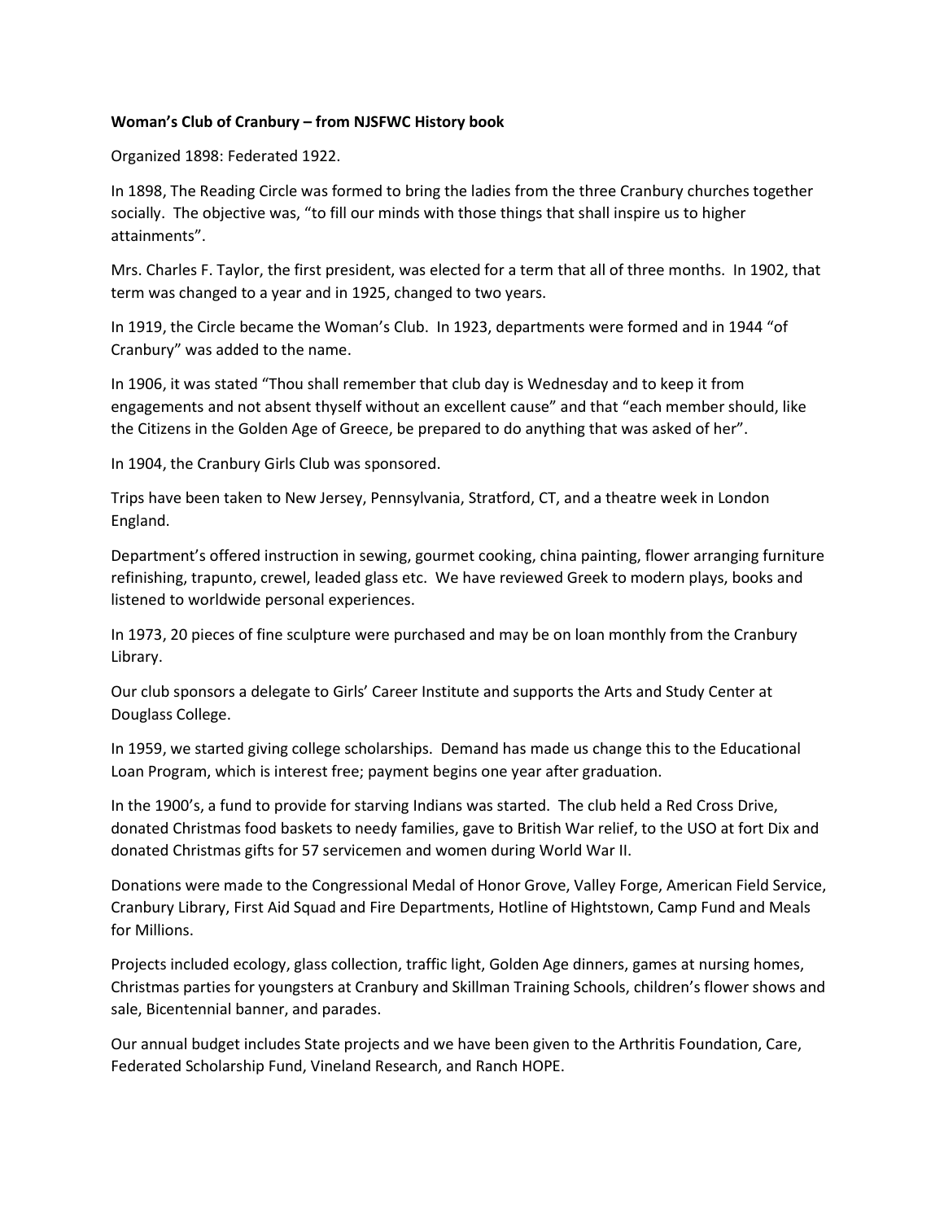**Woman's Club of Cranbury – from NJSFWC History book**

Organized 1898: Federated 1922.

In 1898, The Reading Circle was formed to bring the ladies from the three Cranbury churches together socially. The objective was, "to fill our minds with those things that shall inspire us to higher attainments".

Mrs. Charles F. Taylor, the first president, was elected for a term that all of three months. In 1902, that term was changed to a year and in 1925, changed to two years.

In 1919, the Circle became the Woman's Club. In 1923, departments were formed and in 1944 "of Cranbury" was added to the name.

In 1906, it was stated "Thou shall remember that club day is Wednesday and to keep it from engagements and not absent thyself without an excellent cause" and that "each member should, like the Citizens in the Golden Age of Greece, be prepared to do anything that was asked of her".

In 1904, the Cranbury Girls Club was sponsored.

Trips have been taken to New Jersey, Pennsylvania, Stratford, CT, and a theatre week in London England.

Department's offered instruction in sewing, gourmet cooking, china painting, flower arranging furniture refinishing, trapunto, crewel, leaded glass etc. We have reviewed Greek to modern plays, books and listened to worldwide personal experiences.

In 1973, 20 pieces of fine sculpture were purchased and may be on loan monthly from the Cranbury Library.

Our club sponsors a delegate to Girls' Career Institute and supports the Arts and Study Center at Douglass College.

In 1959, we started giving college scholarships. Demand has made us change this to the Educational Loan Program, which is interest free; payment begins one year after graduation.

In the 1900's, a fund to provide for starving Indians was started. The club held a Red Cross Drive, donated Christmas food baskets to needy families, gave to British War relief, to the USO at fort Dix and donated Christmas gifts for 57 servicemen and women during World War II.

Donations were made to the Congressional Medal of Honor Grove, Valley Forge, American Field Service, Cranbury Library, First Aid Squad and Fire Departments, Hotline of Hightstown, Camp Fund and Meals for Millions.

Projects included ecology, glass collection, traffic light, Golden Age dinners, games at nursing homes, Christmas parties for youngsters at Cranbury and Skillman Training Schools, children's flower shows and sale, Bicentennial banner, and parades.

Our annual budget includes State projects and we have been given to the Arthritis Foundation, Care, Federated Scholarship Fund, Vineland Research, and Ranch HOPE.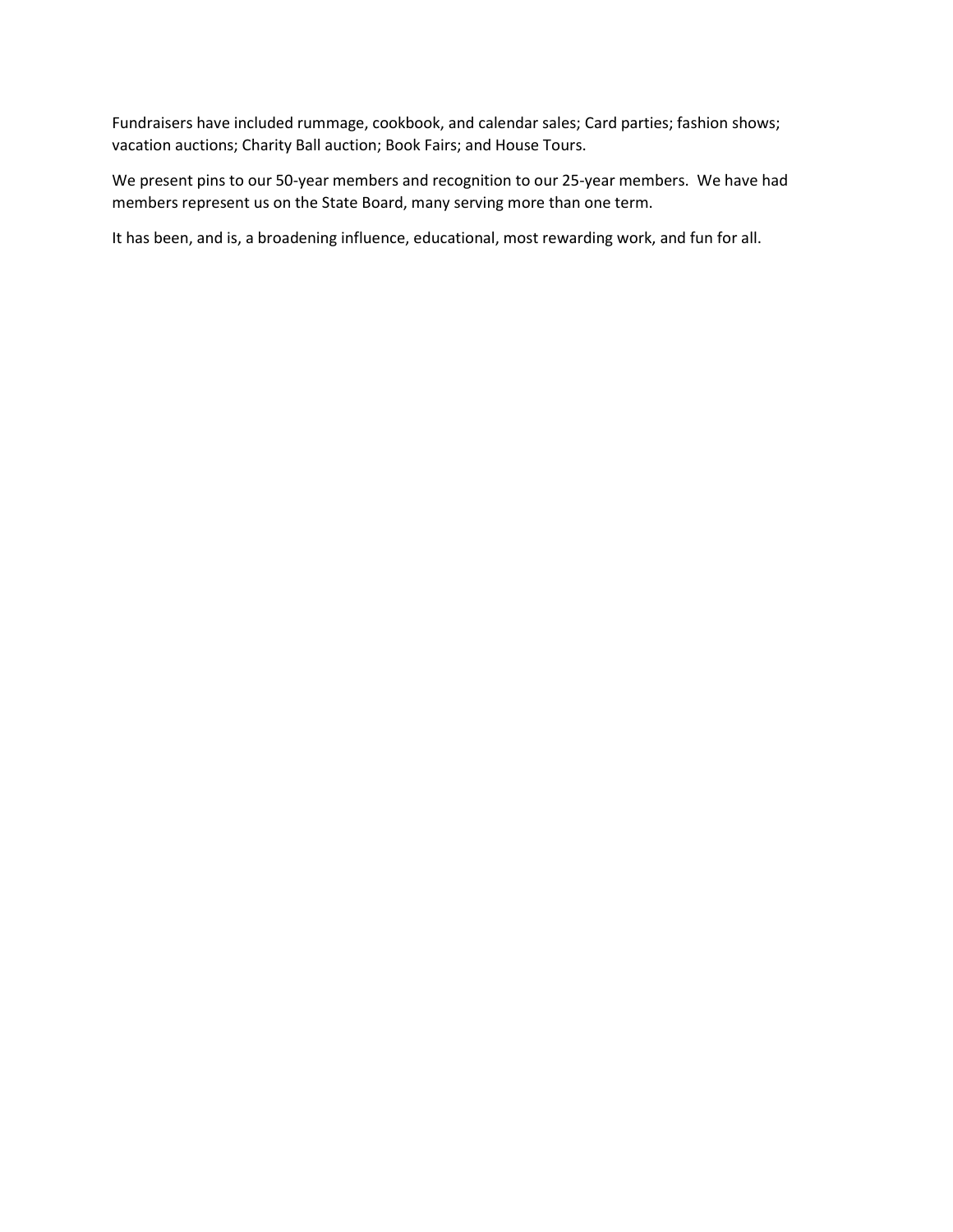Fundraisers have included rummage, cookbook, and calendar sales; Card parties; fashion shows; vacation auctions; Charity Ball auction; Book Fairs; and House Tours.

We present pins to our 50-year members and recognition to our 25-year members. We have had members represent us on the State Board, many serving more than one term.

It has been, and is, a broadening influence, educational, most rewarding work, and fun for all.